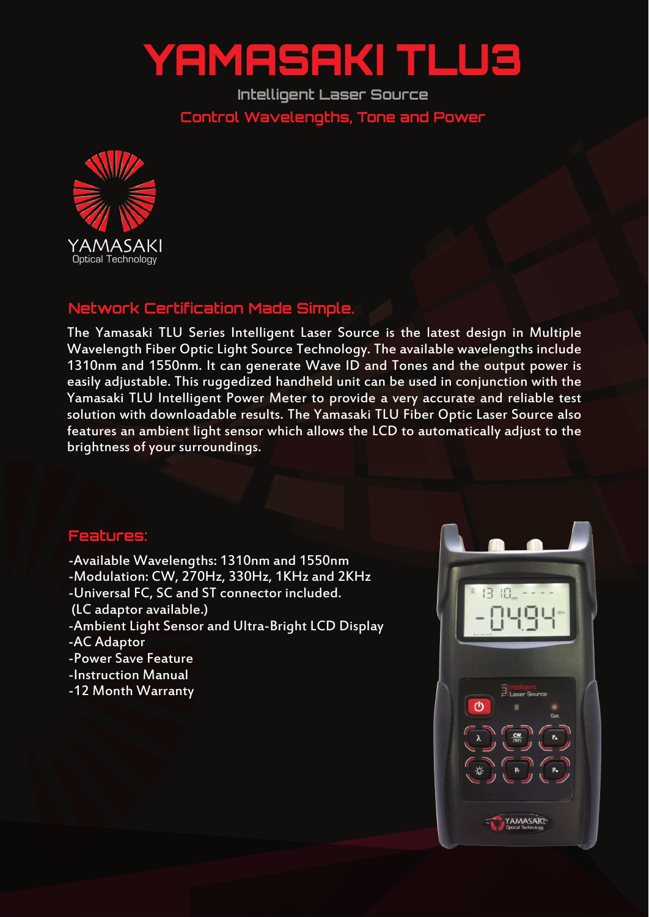# YAMASAKI TLU3

### Intelligent Laser Source

### Control Wavelengths, Tone and Power

YAMASAKI
Optical Technology

## Network Certification Made Simple.

The Yamasaki TLU Series Intelligent Laser Source is the latest design in Multiple Wavelength Fiber Optic Light Source Technology. The available wavelengths include 1310nm and 1550nm. It can generate Wave ID and Tones and the output power is easily adjustable. This ruggedized handheld unit can be used in conjunction with the Yamasaki TLU Intelligent Power Meter to provide a very accurate and reliable test solution with downloadable results. The Yamasaki TLU Fiber Optic Laser Source also features an ambient light sensor which allows the LCD to automatically adjust to the brightness of your surroundings.

## Features:

-Available Wavelengths: 1310nm and 1550nm
-Modulation: CW, 270Hz, 330Hz, 1KHz and 2KHz
-Universal FC, SC and ST connector included.
 (LC adaptor available.)
-Ambient Light Sensor and Ultra-Bright LCD Display
-AC Adaptor
-Power Save Feature
-Instruction Manual
-12 Month Warranty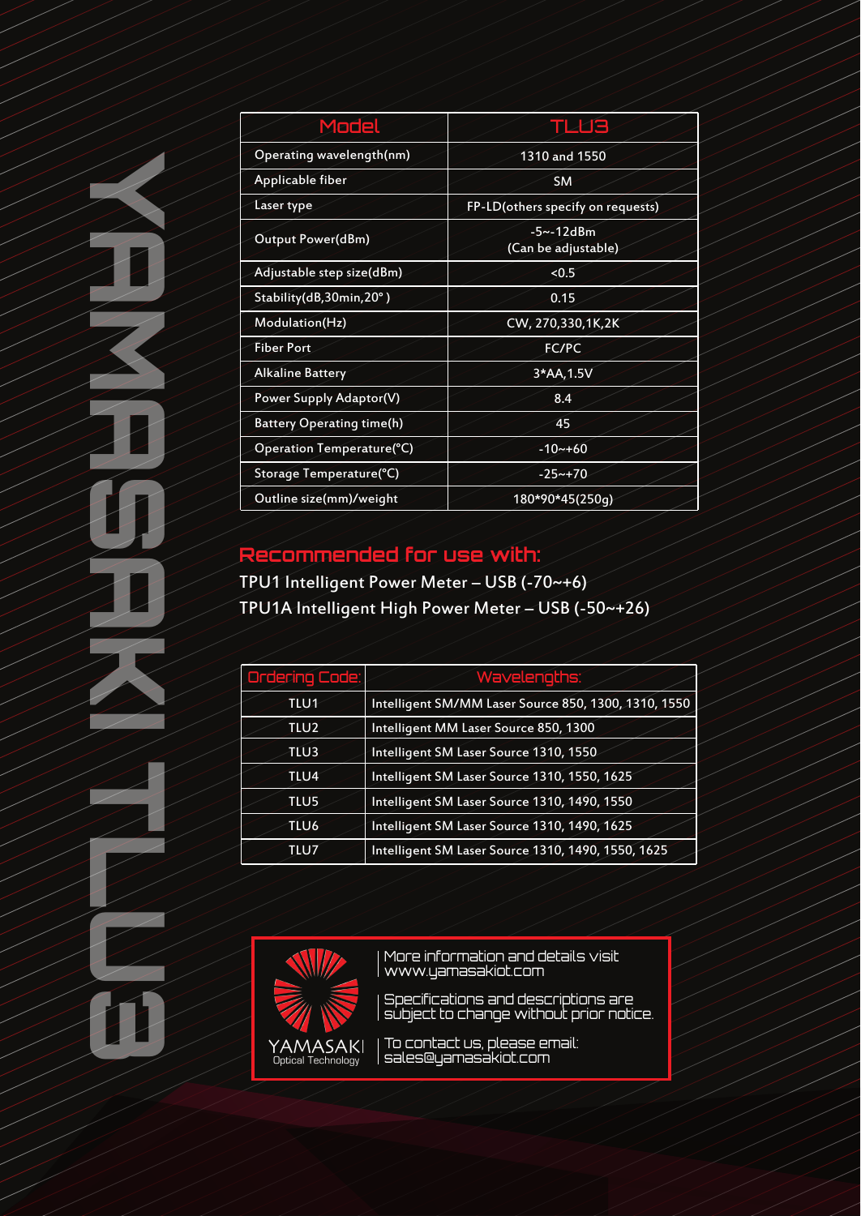# YAMASAKI TLU3

| Model | TLU3 |
|---|---|
| Operating wavelength(nm) | 1310 and 1550 |
| Applicable fiber | SM |
| Laser type | FP-LD(others specify on requests) |
| Output Power(dBm) | -5~-12dBm (Can be adjustable) |
| Adjustable step size(dBm) | <0.5 |
| Stability(dB,30min,20° ) | 0.15 |
| Modulation(Hz) | CW, 270,330,1K,2K |
| Fiber Port | FC/PC |
| Alkaline Battery | 3*AA,1.5V |
| Power Supply Adaptor(V) | 8.4 |
| Battery Operating time(h) | 45 |
| Operation Temperature(°C) | -10~+60 |
| Storage Temperature(°C) | -25~+70 |
| Outline size(mm)/weight | 180*90*45(250g) |

## Recommended for use with:

TPU1 Intelligent Power Meter – USB (-70~+6)
TPU1A Intelligent High Power Meter – USB (-50~+26)

| Ordering Code: | Wavelengths: |
|---|---|
| TLU1 | Intelligent SM/MM Laser Source 850, 1300, 1310, 1550 |
| TLU2 | Intelligent MM Laser Source 850, 1300 |
| TLU3 | Intelligent SM Laser Source 1310, 1550 |
| TLU4 | Intelligent SM Laser Source 1310, 1550, 1625 |
| TLU5 | Intelligent SM Laser Source 1310, 1490, 1550 |
| TLU6 | Intelligent SM Laser Source 1310, 1490, 1625 |
| TLU7 | Intelligent SM Laser Source 1310, 1490, 1550, 1625 |

YAMASAKI
Optical Technology

More information and details visit
www.yamasakiot.com

Specifications and descriptions are subject to change without prior notice.

To contact us, please email:
sales@yamasakiot.com